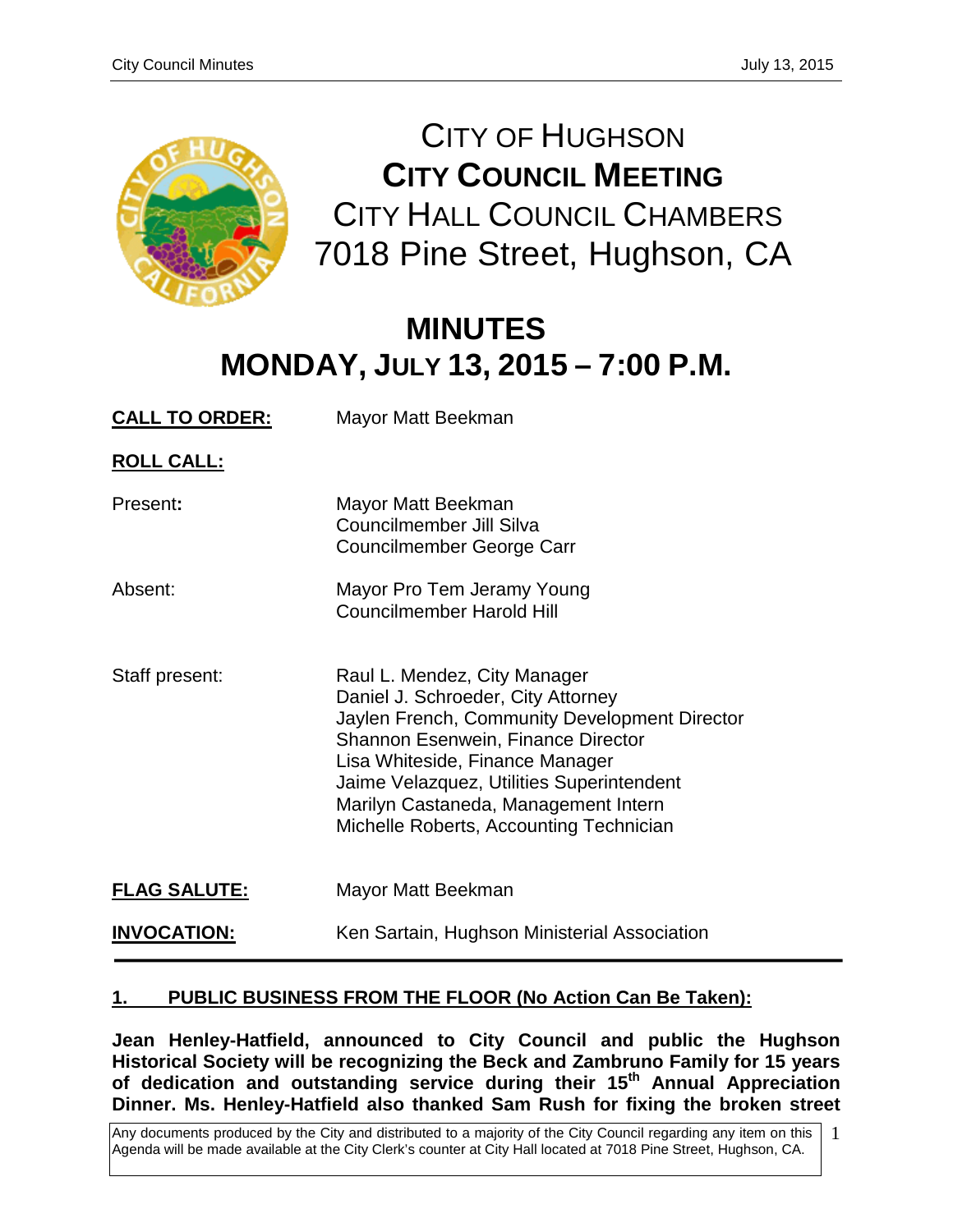# CITY OF HUGHSON
## CITY COUNCIL MEETING
### CITY HALL COUNCIL CHAMBERS
### 7018 Pine Street, Hughson, CA

## MINUTES
## MONDAY, JULY 13, 2015 – 7:00 P.M.

| | |
|---|---|
| **CALL TO ORDER:** | Mayor Matt Beekman |
| **ROLL CALL:** | |
| Present**:** | Mayor Matt Beekman<br>Councilmember Jill Silva<br>Councilmember George Carr |
| Absent: | Mayor Pro Tem Jeramy Young<br>Councilmember Harold Hill |
| Staff present: | Raul L. Mendez, City Manager<br>Daniel J. Schroeder, City Attorney<br>Jaylen French, Community Development Director<br>Shannon Esenwein, Finance Director<br>Lisa Whiteside, Finance Manager<br>Jaime Velazquez, Utilities Superintendent<br>Marilyn Castaneda, Management Intern<br>Michelle Roberts, Accounting Technician |
| **FLAG SALUTE:** | Mayor Matt Beekman |
| **INVOCATION:** | Ken Sartain, Hughson Ministerial Association |

---

**1. PUBLIC BUSINESS FROM THE FLOOR (No Action Can Be Taken):**

**Jean Henley-Hatfield, announced to City Council and public the Hughson Historical Society will be recognizing the Beck and Zambruno Family for 15 years of dedication and outstanding service during their 15th Annual Appreciation Dinner. Ms. Henley-Hatfield also thanked Sam Rush for fixing the broken street**

Any documents produced by the City and distributed to a majority of the City Council regarding any item on this Agenda will be made available at the City Clerk's counter at City Hall located at 7018 Pine Street, Hughson, CA.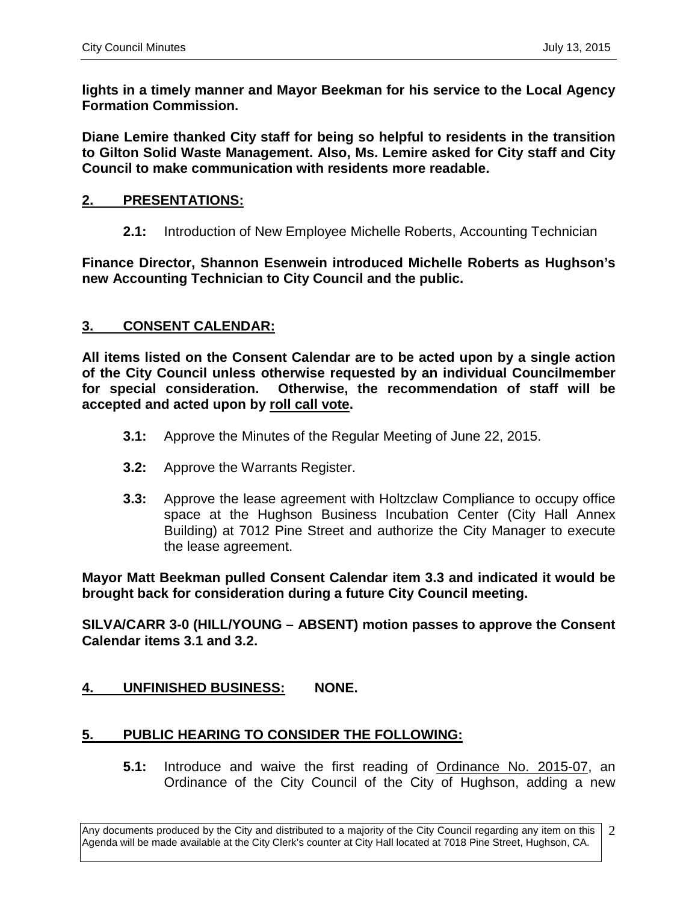**lights in a timely manner and Mayor Beekman for his service to the Local Agency Formation Commission.**

**Diane Lemire thanked City staff for being so helpful to residents in the transition to Gilton Solid Waste Management. Also, Ms. Lemire asked for City staff and City Council to make communication with residents more readable.**

## 2. PRESENTATIONS:

**2.1:** Introduction of New Employee Michelle Roberts, Accounting Technician

**Finance Director, Shannon Esenwein introduced Michelle Roberts as Hughson's new Accounting Technician to City Council and the public.**

## 3. CONSENT CALENDAR:

**All items listed on the Consent Calendar are to be acted upon by a single action of the City Council unless otherwise requested by an individual Councilmember for special consideration. Otherwise, the recommendation of staff will be accepted and acted upon by roll call vote.**

**3.1:** Approve the Minutes of the Regular Meeting of June 22, 2015.

**3.2:** Approve the Warrants Register.

**3.3:** Approve the lease agreement with Holtzclaw Compliance to occupy office space at the Hughson Business Incubation Center (City Hall Annex Building) at 7012 Pine Street and authorize the City Manager to execute the lease agreement.

**Mayor Matt Beekman pulled Consent Calendar item 3.3 and indicated it would be brought back for consideration during a future City Council meeting.**

**SILVA/CARR 3-0 (HILL/YOUNG – ABSENT) motion passes to approve the Consent Calendar items 3.1 and 3.2.**

## 4. UNFINISHED BUSINESS: NONE.

## 5. PUBLIC HEARING TO CONSIDER THE FOLLOWING:

**5.1:** Introduce and waive the first reading of Ordinance No. 2015-07, an Ordinance of the City Council of the City of Hughson, adding a new

Any documents produced by the City and distributed to a majority of the City Council regarding any item on this Agenda will be made available at the City Clerk's counter at City Hall located at 7018 Pine Street, Hughson, CA.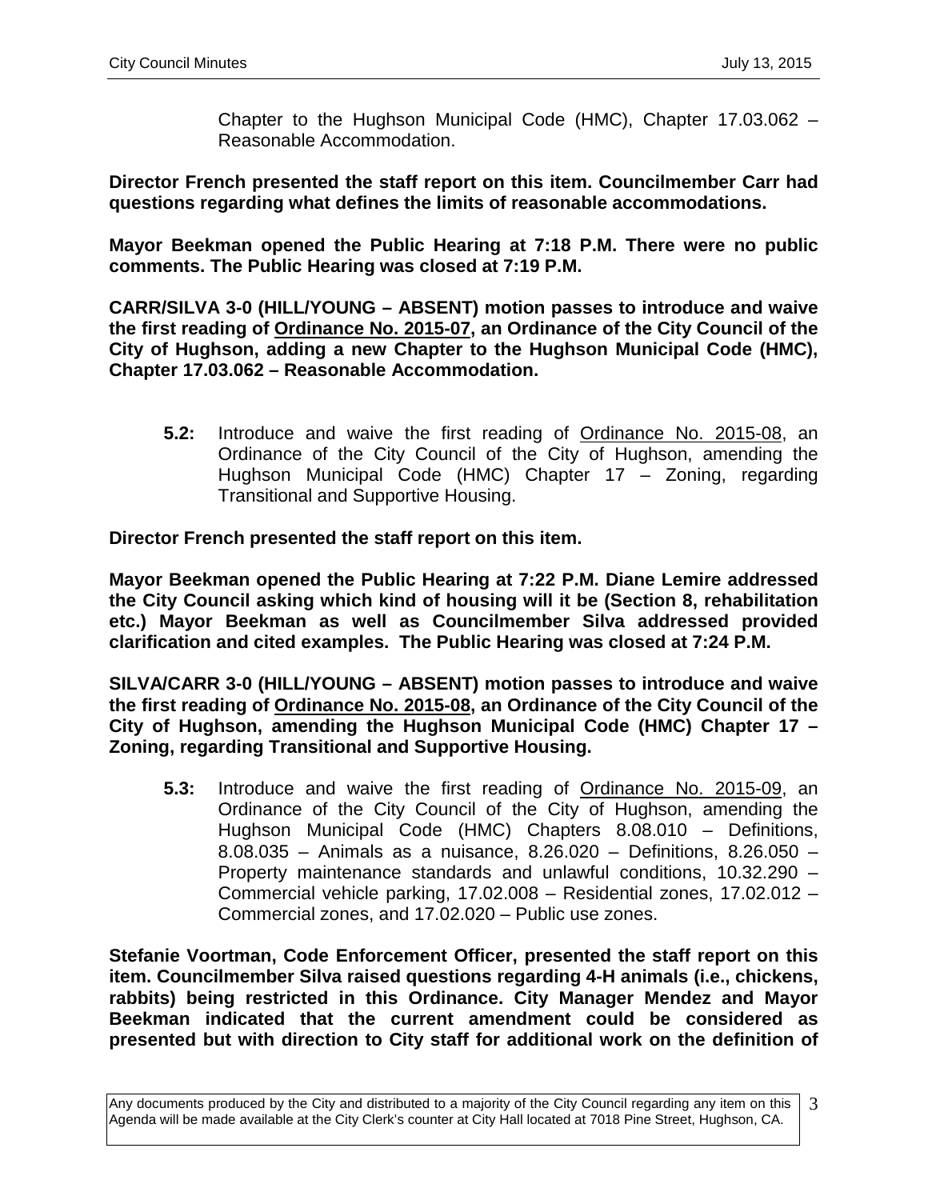Chapter to the Hughson Municipal Code (HMC), Chapter 17.03.062 – Reasonable Accommodation.

**Director French presented the staff report on this item. Councilmember Carr had questions regarding what defines the limits of reasonable accommodations.**

**Mayor Beekman opened the Public Hearing at 7:18 P.M. There were no public comments. The Public Hearing was closed at 7:19 P.M.**

**CARR/SILVA 3-0 (HILL/YOUNG – ABSENT) motion passes to introduce and waive the first reading of <u>Ordinance No. 2015-07</u>, an Ordinance of the City Council of the City of Hughson, adding a new Chapter to the Hughson Municipal Code (HMC), Chapter 17.03.062 – Reasonable Accommodation.**

**5.2:** Introduce and waive the first reading of <u>Ordinance No. 2015-08</u>, an Ordinance of the City Council of the City of Hughson, amending the Hughson Municipal Code (HMC) Chapter 17 – Zoning, regarding Transitional and Supportive Housing.

**Director French presented the staff report on this item.**

**Mayor Beekman opened the Public Hearing at 7:22 P.M. Diane Lemire addressed the City Council asking which kind of housing will it be (Section 8, rehabilitation etc.) Mayor Beekman as well as Councilmember Silva addressed provided clarification and cited examples. The Public Hearing was closed at 7:24 P.M.**

**SILVA/CARR 3-0 (HILL/YOUNG – ABSENT) motion passes to introduce and waive the first reading of <u>Ordinance No. 2015-08</u>, an Ordinance of the City Council of the City of Hughson, amending the Hughson Municipal Code (HMC) Chapter 17 – Zoning, regarding Transitional and Supportive Housing.**

**5.3:** Introduce and waive the first reading of <u>Ordinance No. 2015-09</u>, an Ordinance of the City Council of the City of Hughson, amending the Hughson Municipal Code (HMC) Chapters 8.08.010 – Definitions, 8.08.035 – Animals as a nuisance, 8.26.020 – Definitions, 8.26.050 – Property maintenance standards and unlawful conditions, 10.32.290 – Commercial vehicle parking, 17.02.008 – Residential zones, 17.02.012 – Commercial zones, and 17.02.020 – Public use zones.

**Stefanie Voortman, Code Enforcement Officer, presented the staff report on this item. Councilmember Silva raised questions regarding 4-H animals (i.e., chickens, rabbits) being restricted in this Ordinance. City Manager Mendez and Mayor Beekman indicated that the current amendment could be considered as presented but with direction to City staff for additional work on the definition of**

Any documents produced by the City and distributed to a majority of the City Council regarding any item on this Agenda will be made available at the City Clerk's counter at City Hall located at 7018 Pine Street, Hughson, CA.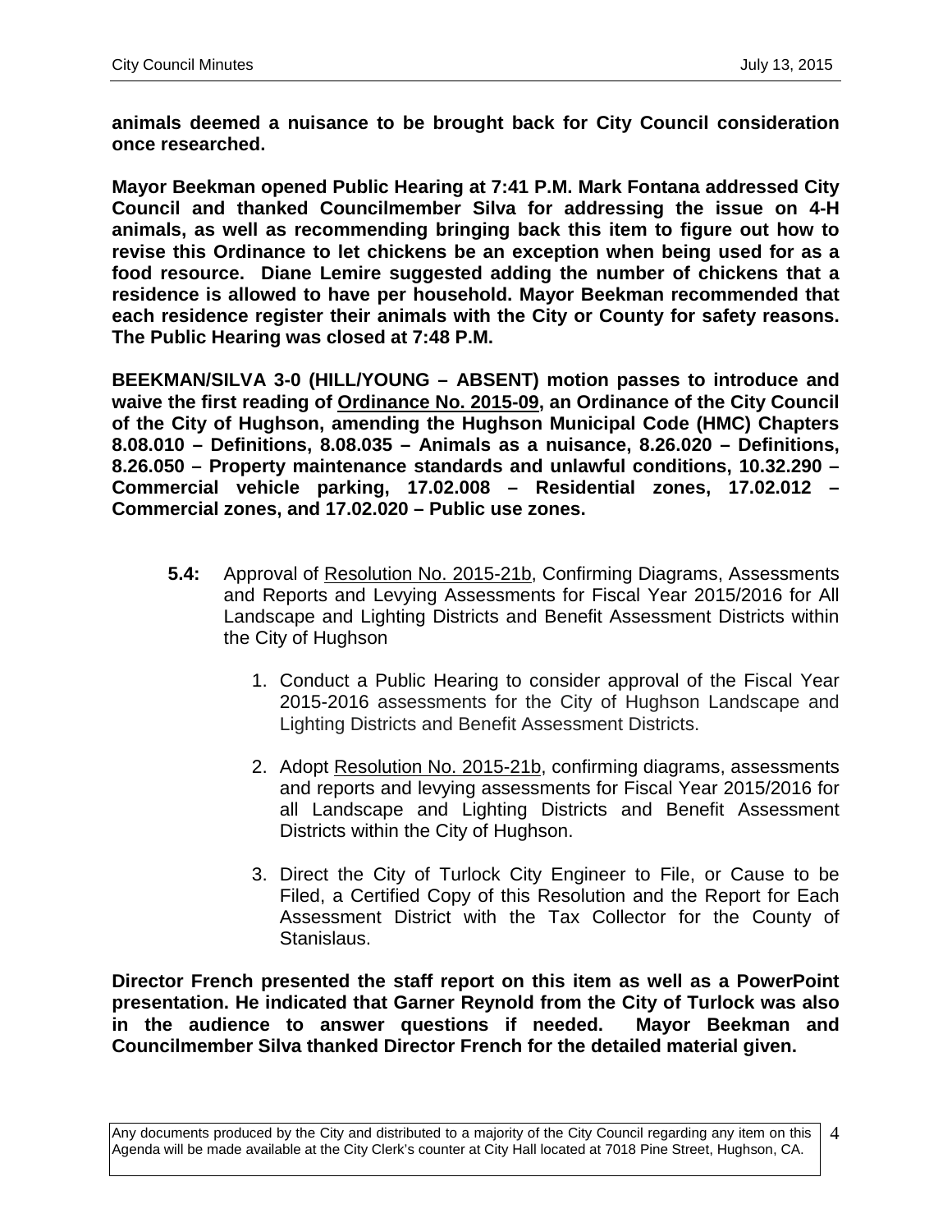**animals deemed a nuisance to be brought back for City Council consideration once researched.**

**Mayor Beekman opened Public Hearing at 7:41 P.M. Mark Fontana addressed City Council and thanked Councilmember Silva for addressing the issue on 4-H animals, as well as recommending bringing back this item to figure out how to revise this Ordinance to let chickens be an exception when being used for as a food resource. Diane Lemire suggested adding the number of chickens that a residence is allowed to have per household. Mayor Beekman recommended that each residence register their animals with the City or County for safety reasons. The Public Hearing was closed at 7:48 P.M.**

**BEEKMAN/SILVA 3-0 (HILL/YOUNG – ABSENT) motion passes to introduce and waive the first reading of <u>Ordinance No. 2015-09</u>, an Ordinance of the City Council of the City of Hughson, amending the Hughson Municipal Code (HMC) Chapters 8.08.010 – Definitions, 8.08.035 – Animals as a nuisance, 8.26.020 – Definitions, 8.26.050 – Property maintenance standards and unlawful conditions, 10.32.290 – Commercial vehicle parking, 17.02.008 – Residential zones, 17.02.012 – Commercial zones, and 17.02.020 – Public use zones.**

**5.4:** Approval of <u>Resolution No. 2015-21b</u>, Confirming Diagrams, Assessments and Reports and Levying Assessments for Fiscal Year 2015/2016 for All Landscape and Lighting Districts and Benefit Assessment Districts within the City of Hughson

1. Conduct a Public Hearing to consider approval of the Fiscal Year 2015-2016 assessments for the City of Hughson Landscape and Lighting Districts and Benefit Assessment Districts.

2. Adopt <u>Resolution No. 2015-21b</u>, confirming diagrams, assessments and reports and levying assessments for Fiscal Year 2015/2016 for all Landscape and Lighting Districts and Benefit Assessment Districts within the City of Hughson.

3. Direct the City of Turlock City Engineer to File, or Cause to be Filed, a Certified Copy of this Resolution and the Report for Each Assessment District with the Tax Collector for the County of Stanislaus.

**Director French presented the staff report on this item as well as a PowerPoint presentation. He indicated that Garner Reynold from the City of Turlock was also in the audience to answer questions if needed. Mayor Beekman and Councilmember Silva thanked Director French for the detailed material given.**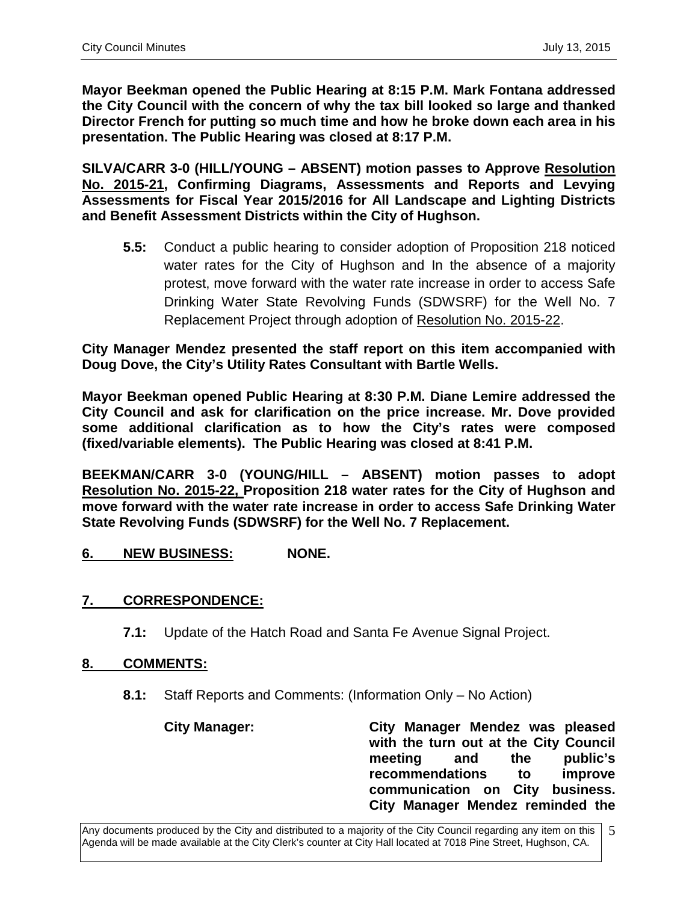**Mayor Beekman opened the Public Hearing at 8:15 P.M. Mark Fontana addressed the City Council with the concern of why the tax bill looked so large and thanked Director French for putting so much time and how he broke down each area in his presentation. The Public Hearing was closed at 8:17 P.M.**

**SILVA/CARR 3-0 (HILL/YOUNG – ABSENT) motion passes to Approve <u>Resolution No. 2015-21</u>, Confirming Diagrams, Assessments and Reports and Levying Assessments for Fiscal Year 2015/2016 for All Landscape and Lighting Districts and Benefit Assessment Districts within the City of Hughson.**

> **5.5:** Conduct a public hearing to consider adoption of Proposition 218 noticed water rates for the City of Hughson and In the absence of a majority protest, move forward with the water rate increase in order to access Safe Drinking Water State Revolving Funds (SDWSRF) for the Well No. 7 Replacement Project through adoption of <u>Resolution No. 2015-22</u>.

**City Manager Mendez presented the staff report on this item accompanied with Doug Dove, the City's Utility Rates Consultant with Bartle Wells.**

**Mayor Beekman opened Public Hearing at 8:30 P.M. Diane Lemire addressed the City Council and ask for clarification on the price increase. Mr. Dove provided some additional clarification as to how the City's rates were composed (fixed/variable elements). The Public Hearing was closed at 8:41 P.M.**

**BEEKMAN/CARR 3-0 (YOUNG/HILL – ABSENT) motion passes to adopt <u>Resolution No. 2015-22,</u> Proposition 218 water rates for the City of Hughson and move forward with the water rate increase in order to access Safe Drinking Water State Revolving Funds (SDWSRF) for the Well No. 7 Replacement.**

## <u>6. NEW BUSINESS:</u> NONE.

## <u>7. CORRESPONDENCE:</u>

> **7.1:** Update of the Hatch Road and Santa Fe Avenue Signal Project.

## <u>8. COMMENTS:</u>

> **8.1:** Staff Reports and Comments: (Information Only – No Action)

**City Manager:** **City Manager Mendez was pleased with the turn out at the City Council meeting and the public's recommendations to improve communication on City business. City Manager Mendez reminded the**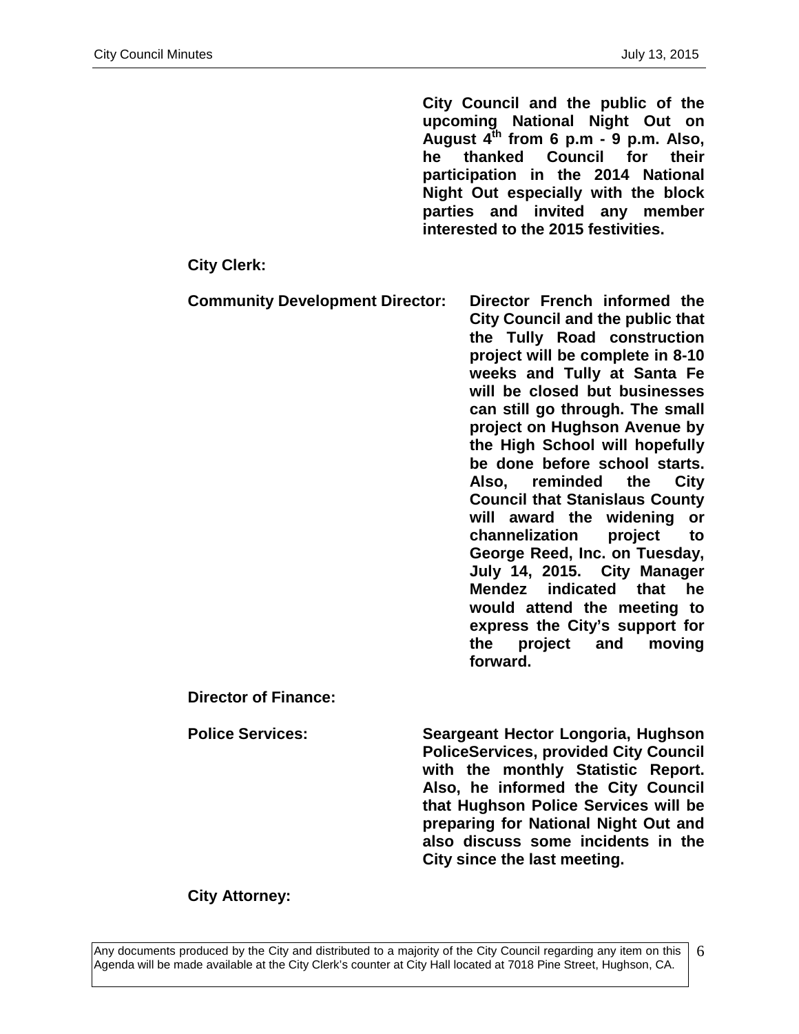**City Council and the public of the upcoming National Night Out on August 4th from 6 p.m - 9 p.m. Also, he thanked Council for their participation in the 2014 National Night Out especially with the block parties and invited any member interested to the 2015 festivities.**

**City Clerk:**

**Community Development Director:** **Director French informed the City Council and the public that the Tully Road construction project will be complete in 8-10 weeks and Tully at Santa Fe will be closed but businesses can still go through. The small project on Hughson Avenue by the High School will hopefully be done before school starts. Also, reminded the City Council that Stanislaus County will award the widening or channelization project to George Reed, Inc. on Tuesday, July 14, 2015. City Manager Mendez indicated that he would attend the meeting to express the City's support for the project and moving forward.**

**Director of Finance:**

**Police Services:** **Seargeant Hector Longoria, Hughson PoliceServices, provided City Council with the monthly Statistic Report. Also, he informed the City Council that Hughson Police Services will be preparing for National Night Out and also discuss some incidents in the City since the last meeting.**

**City Attorney:**

Any documents produced by the City and distributed to a majority of the City Council regarding any item on this Agenda will be made available at the City Clerk's counter at City Hall located at 7018 Pine Street, Hughson, CA.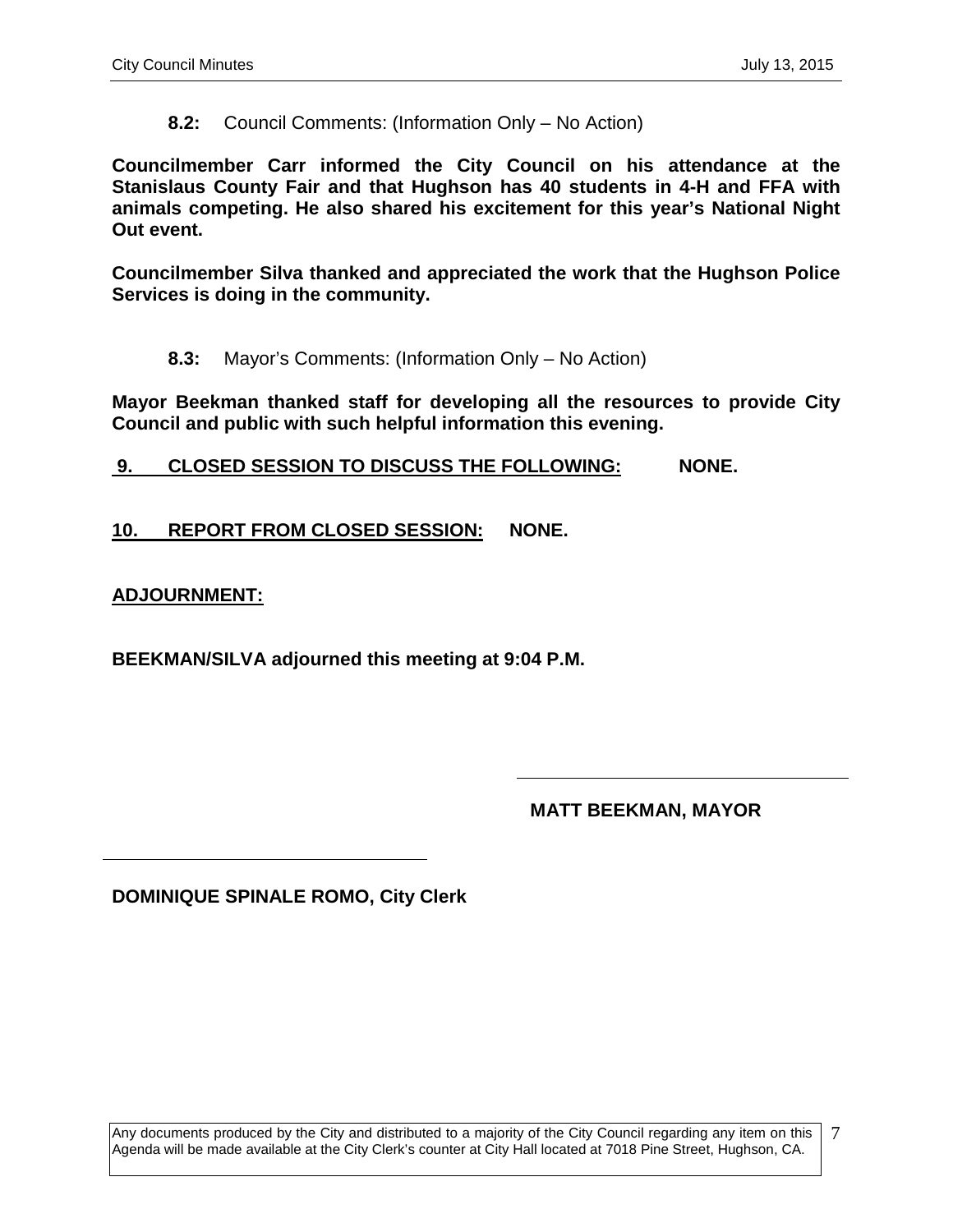**8.2:** Council Comments: (Information Only – No Action)

**Councilmember Carr informed the City Council on his attendance at the Stanislaus County Fair and that Hughson has 40 students in 4-H and FFA with animals competing. He also shared his excitement for this year's National Night Out event.**

**Councilmember Silva thanked and appreciated the work that the Hughson Police Services is doing in the community.**

**8.3:** Mayor's Comments: (Information Only – No Action)

**Mayor Beekman thanked staff for developing all the resources to provide City Council and public with such helpful information this evening.**

**9. CLOSED SESSION TO DISCUSS THE FOLLOWING: NONE.**

**10. REPORT FROM CLOSED SESSION: NONE.**

**ADJOURNMENT:**

**BEEKMAN/SILVA adjourned this meeting at 9:04 P.M.**

**MATT BEEKMAN, MAYOR**

**DOMINIQUE SPINALE ROMO, City Clerk**

Any documents produced by the City and distributed to a majority of the City Council regarding any item on this Agenda will be made available at the City Clerk's counter at City Hall located at 7018 Pine Street, Hughson, CA.